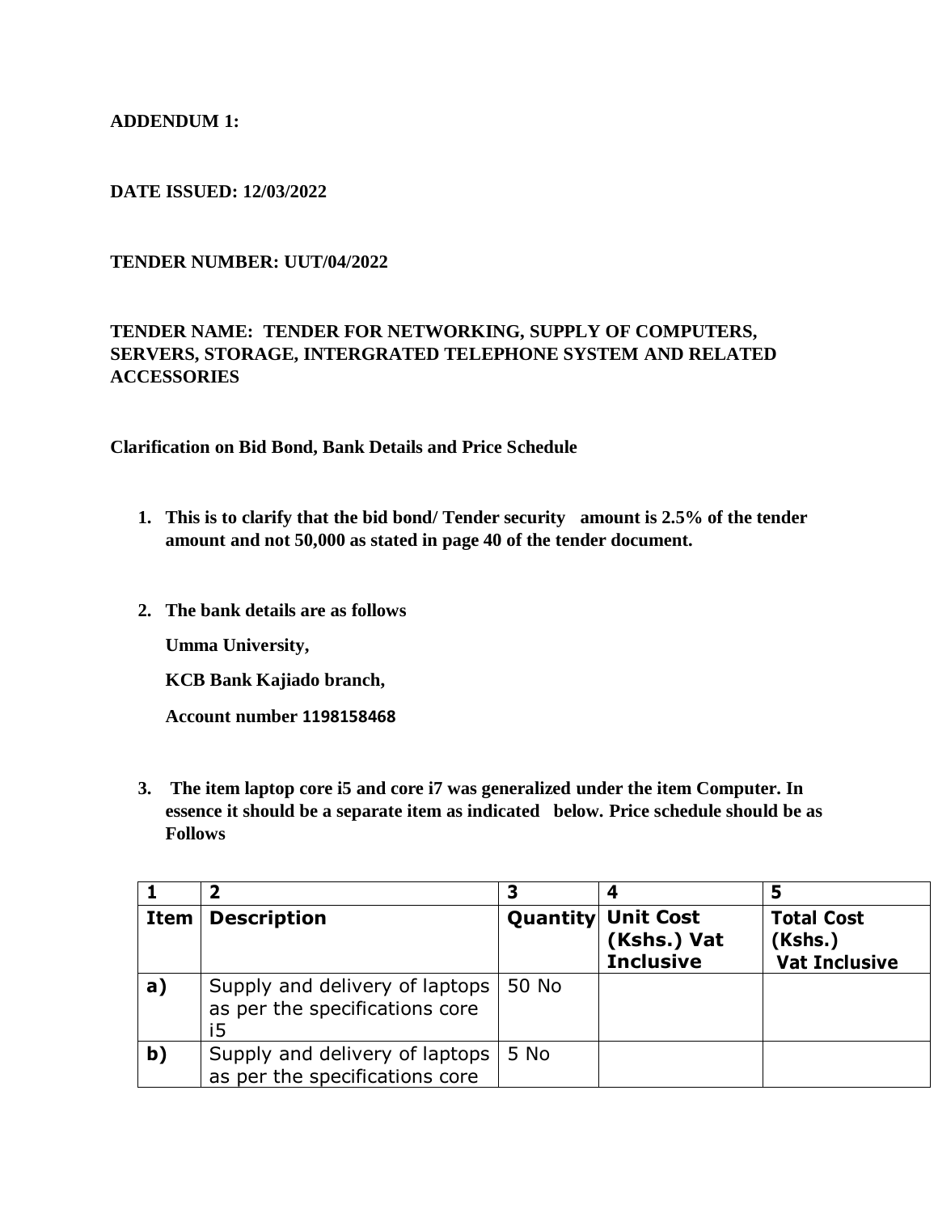**ADDENDUM 1:**

**DATE ISSUED: 12/03/2022**

**TENDER NUMBER: UUT/04/2022**

**TENDER NAME: TENDER FOR NETWORKING, SUPPLY OF COMPUTERS, SERVERS, STORAGE, INTERGRATED TELEPHONE SYSTEM AND RELATED ACCESSORIES**

**Clarification on Bid Bond, Bank Details and Price Schedule**

1. **This is to clarify that the bid bond/ Tender security amount is 2.5% of the tender amount and not 50,000 as stated in page 40 of the tender document.**

2. **The bank details are as follows**

   **Umma University,**

   **KCB Bank Kajiado branch,**

   **Account number 1198158468**

3. **The item laptop core i5 and core i7 was generalized under the item Computer. In essence it should be a separate item as indicated below. Price schedule should be as Follows**

| 1 | 2 | 3 | 4 | 5 |
|---|---|---|---|---|
| **Item** | **Description** | **Quantity** | **Unit Cost (Kshs.) Vat Inclusive** | **Total Cost (Kshs.) Vat Inclusive** |
| **a)** | Supply and delivery of laptops as per the specifications core i5 | 50 No | | |
| **b)** | Supply and delivery of laptops as per the specifications core | 5 No | | |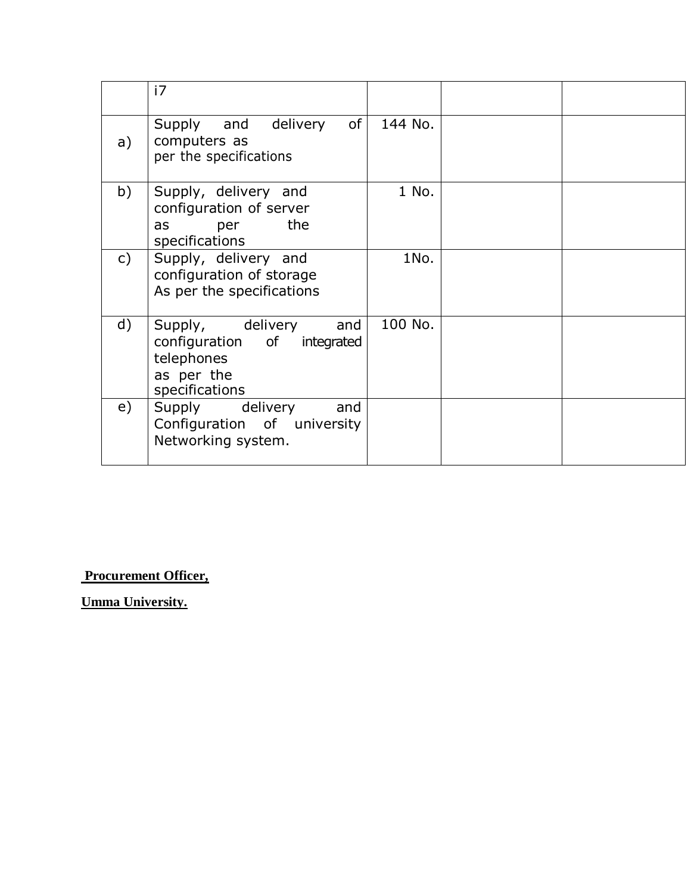| | | | | |
|---|---|---|---|---|
| | i7 | | | |
| a) | Supply and delivery of computers as per the specifications | 144 No. | | |
| b) | Supply, delivery and configuration of server as per the specifications | 1 No. | | |
| c) | Supply, delivery and configuration of storage As per the specifications | 1No. | | |
| d) | Supply, delivery and configuration of integrated telephones as per the specifications | 100 No. | | |
| e) | Supply delivery and Configuration of university Networking system. | | | |

**Procurement Officer,**

**Umma University.**